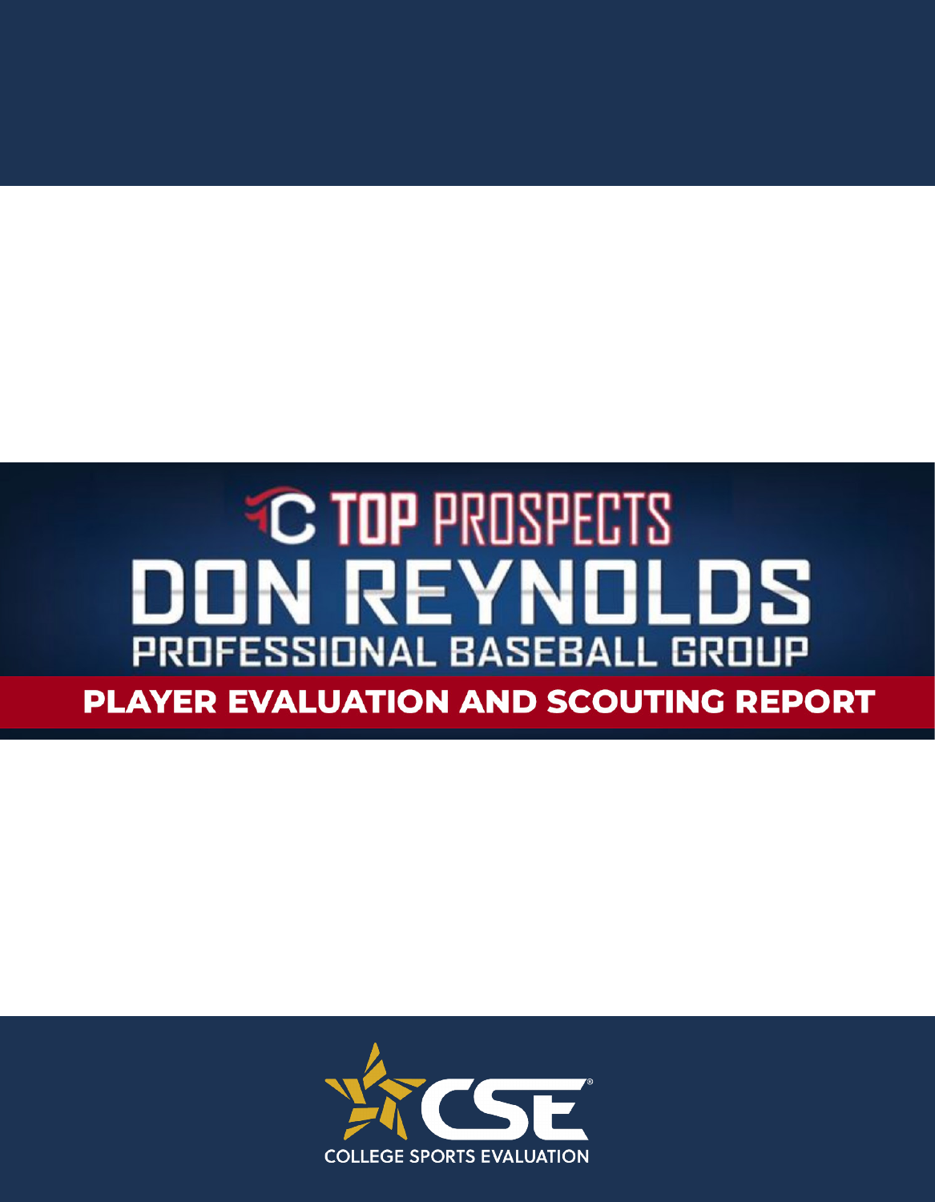# TOP PROSPECTS

# DON REYNOLDS

## PROFESSIONAL BASEBALL GROUP

## PLAYER EVALUATION AND SCOUTING REPORT

CSE®

COLLEGE SPORTS EVALUATION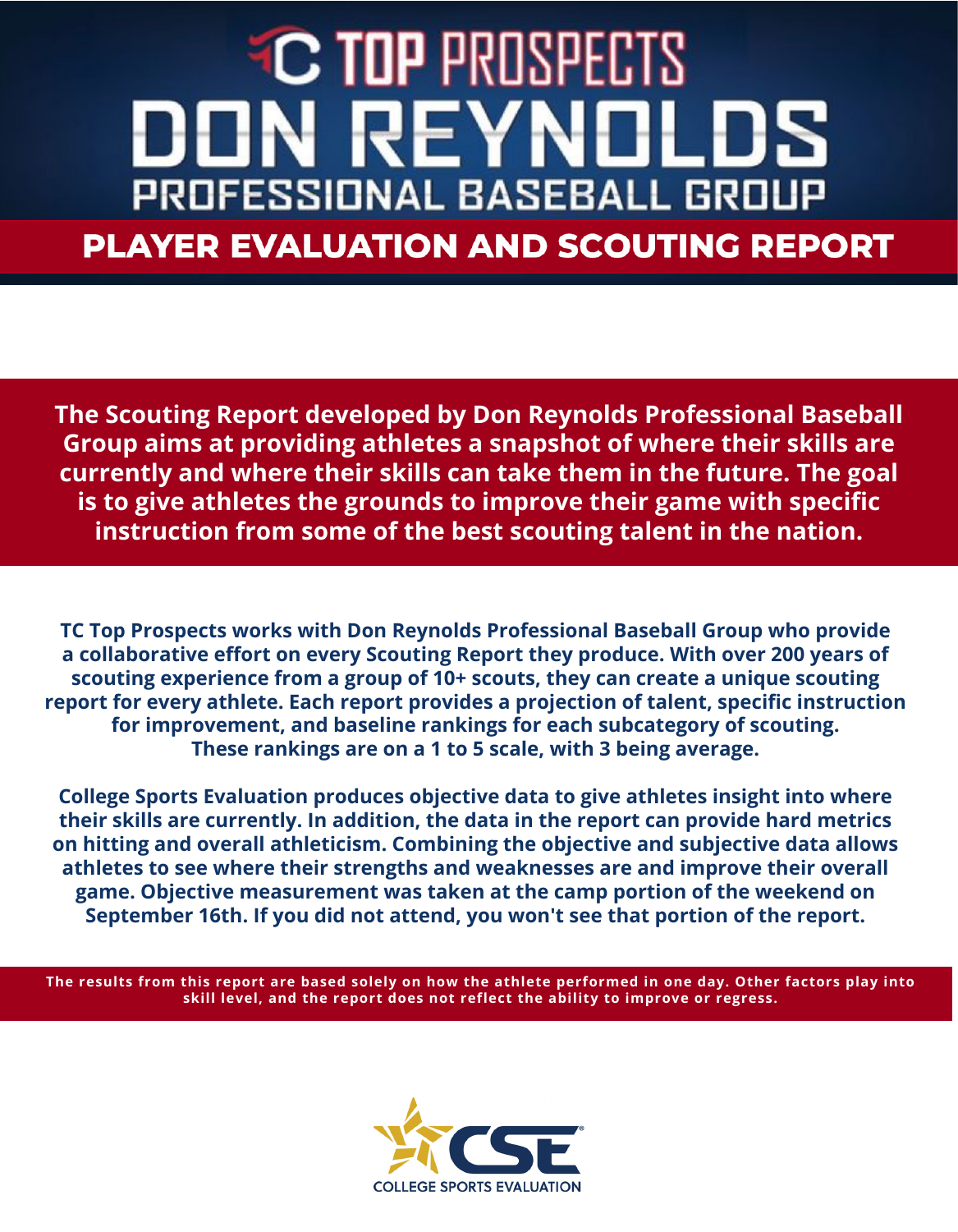# TC TOP PROSPECTS DON REYNOLDS PROFESSIONAL BASEBALL GROUP

## PLAYER EVALUATION AND SCOUTING REPORT

**The Scouting Report developed by Don Reynolds Professional Baseball Group aims at providing athletes a snapshot of where their skills are currently and where their skills can take them in the future. The goal is to give athletes the grounds to improve their game with specific instruction from some of the best scouting talent in the nation.**

**TC Top Prospects works with Don Reynolds Professional Baseball Group who provide a collaborative effort on every Scouting Report they produce. With over 200 years of scouting experience from a group of 10+ scouts, they can create a unique scouting report for every athlete. Each report provides a projection of talent, specific instruction for improvement, and baseline rankings for each subcategory of scouting. These rankings are on a 1 to 5 scale, with 3 being average.**

**College Sports Evaluation produces objective data to give athletes insight into where their skills are currently. In addition, the data in the report can provide hard metrics on hitting and overall athleticism. Combining the objective and subjective data allows athletes to see where their strengths and weaknesses are and improve their overall game. Objective measurement was taken at the camp portion of the weekend on September 16th. If you did not attend, you won't see that portion of the report.**

**The results from this report are based solely on how the athlete performed in one day. Other factors play into skill level, and the report does not reflect the ability to improve or regress.**

CSE COLLEGE SPORTS EVALUATION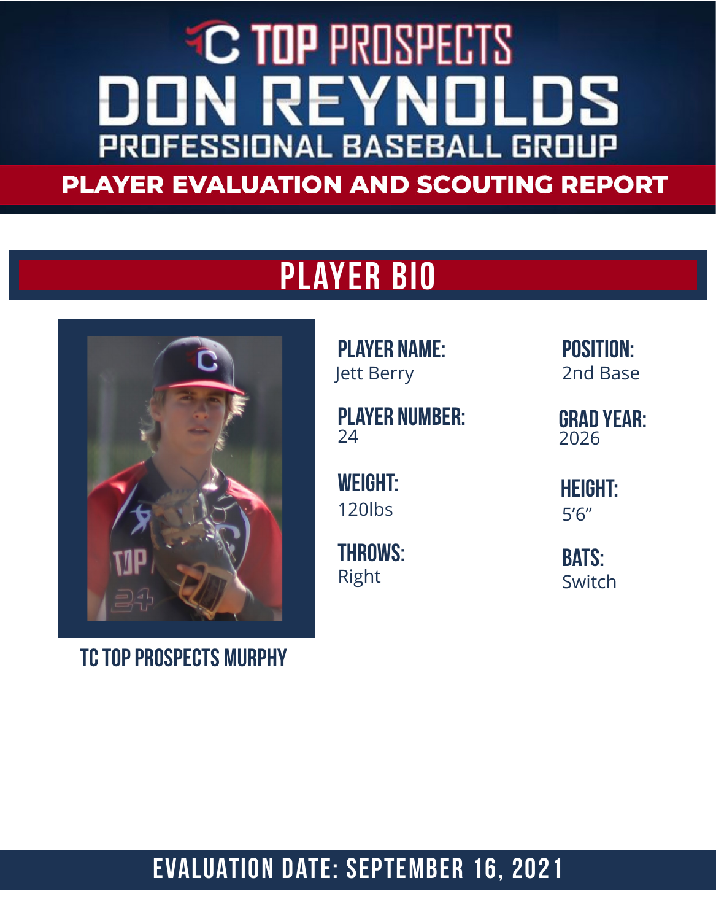# TC TOP PROSPECTS
# DON REYNOLDS
## PROFESSIONAL BASEBALL GROUP

## PLAYER EVALUATION AND SCOUTING REPORT

## PLAYER BIO

**PLAYER NAME:**
Jett Berry

**POSITION:**
2nd Base

**PLAYER NUMBER:**
24

**GRAD YEAR:**
2026

**WEIGHT:**
120lbs

**HEIGHT:**
5'6"

**THROWS:**
Right

**BATS:**
Switch

**TC TOP PROSPECTS MURPHY**

## EVALUATION DATE: SEPTEMBER 16, 2021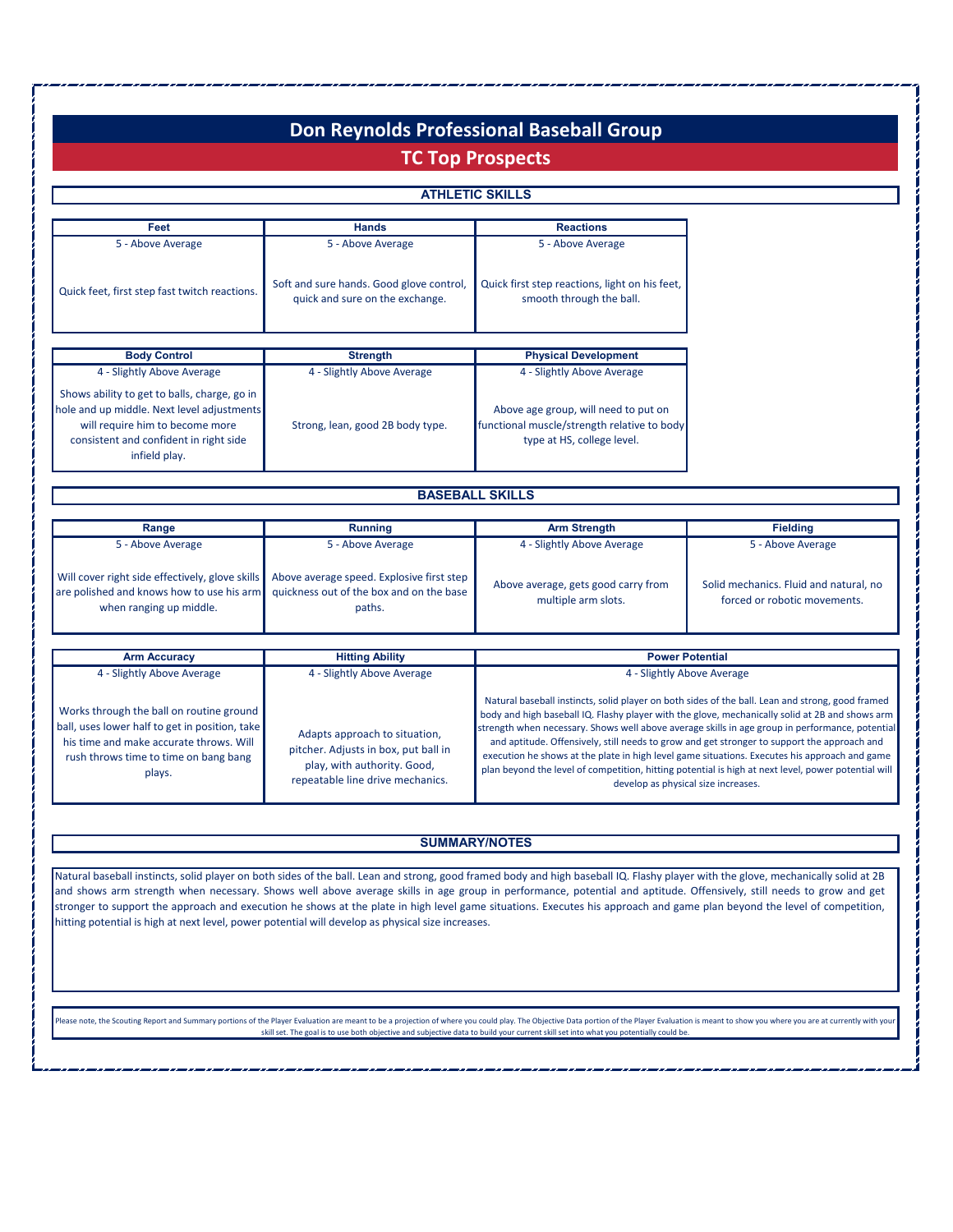# Don Reynolds Professional Baseball Group

## TC Top Prospects

### ATHLETIC SKILLS

| Feet | Hands | Reactions |
|---|---|---|
| 5 - Above Average | 5 - Above Average | 5 - Above Average |
| Quick feet, first step fast twitch reactions. | Soft and sure hands. Good glove control, quick and sure on the exchange. | Quick first step reactions, light on his feet, smooth through the ball. |

| Body Control | Strength | Physical Development |
|---|---|---|
| 4 - Slightly Above Average | 4 - Slightly Above Average | 4 - Slightly Above Average |
| Shows ability to get to balls, charge, go in hole and up middle. Next level adjustments will require him to become more consistent and confident in right side infield play. | Strong, lean, good 2B body type. | Above age group, will need to put on functional muscle/strength relative to body type at HS, college level. |

### BASEBALL SKILLS

| Range | Running | Arm Strength | Fielding |
|---|---|---|---|
| 5 - Above Average | 5 - Above Average | 4 - Slightly Above Average | 5 - Above Average |
| Will cover right side effectively, glove skills are polished and knows how to use his arm when ranging up middle. | Above average speed. Explosive first step quickness out of the box and on the base paths. | Above average, gets good carry from multiple arm slots. | Solid mechanics. Fluid and natural, no forced or robotic movements. |

| Arm Accuracy | Hitting Ability | Power Potential |
|---|---|---|
| 4 - Slightly Above Average | 4 - Slightly Above Average | 4 - Slightly Above Average |
| Works through the ball on routine ground ball, uses lower half to get in position, take his time and make accurate throws. Will rush throws time to time on bang bang plays. | Adapts approach to situation, pitcher. Adjusts in box, put ball in play, with authority. Good, repeatable line drive mechanics. | Natural baseball instincts, solid player on both sides of the ball. Lean and strong, good framed body and high baseball IQ. Flashy player with the glove, mechanically solid at 2B and shows arm strength when necessary. Shows well above average skills in age group in performance, potential and aptitude. Offensively, still needs to grow and get stronger to support the approach and execution he shows at the plate in high level game situations. Executes his approach and game plan beyond the level of competition, hitting potential is high at next level, power potential will develop as physical size increases. |

### SUMMARY/NOTES

Natural baseball instincts, solid player on both sides of the ball. Lean and strong, good framed body and high baseball IQ. Flashy player with the glove, mechanically solid at 2B and shows arm strength when necessary. Shows well above average skills in age group in performance, potential and aptitude. Offensively, still needs to grow and get stronger to support the approach and execution he shows at the plate in high level game situations. Executes his approach and game plan beyond the level of competition, hitting potential is high at next level, power potential will develop as physical size increases.

Please note, the Scouting Report and Summary portions of the Player Evaluation are meant to be a projection of where you could play. The Objective Data portion of the Player Evaluation is meant to show you where you are at currently with your skill set. The goal is to use both objective and subjective data to build your current skill set into what you potentially could be.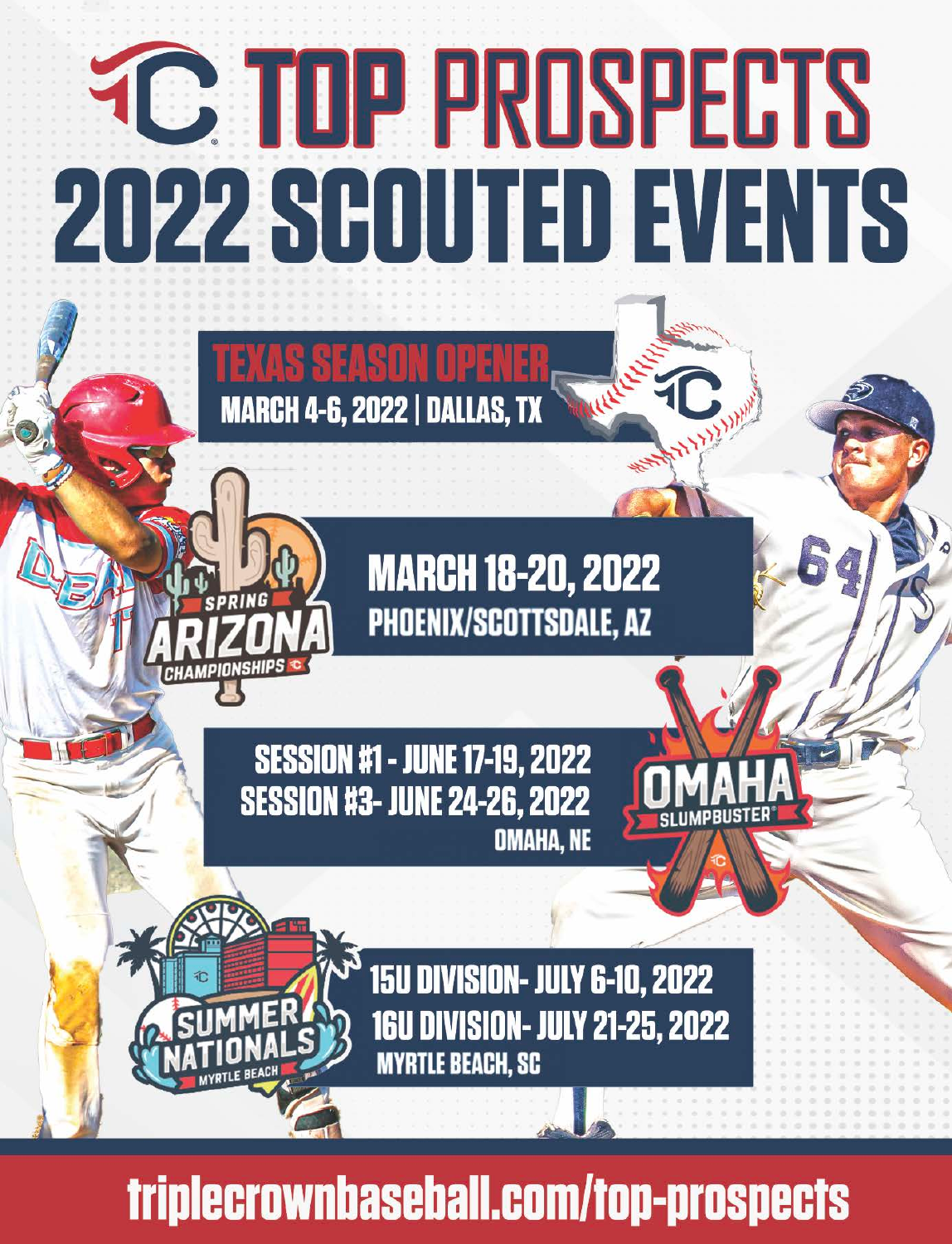# TOP PROSPECTS 2022 SCOUTED EVENTS

## TEXAS SEASON OPENER

MARCH 4-6, 2022 | DALLAS, TX

## SPRING ARIZONA CHAMPIONSHIPS

MARCH 18-20, 2022

PHOENIX/SCOTTSDALE, AZ

## OMAHA SLUMPBUSTER

SESSION #1 - JUNE 17-19, 2022

SESSION #3- JUNE 24-26, 2022

OMAHA, NE

## SUMMER NATIONALS MYRTLE BEACH

15U DIVISION- JULY 6-10, 2022

16U DIVISION- JULY 21-25, 2022

MYRTLE BEACH, SC

triplecrownbaseball.com/top-prospects